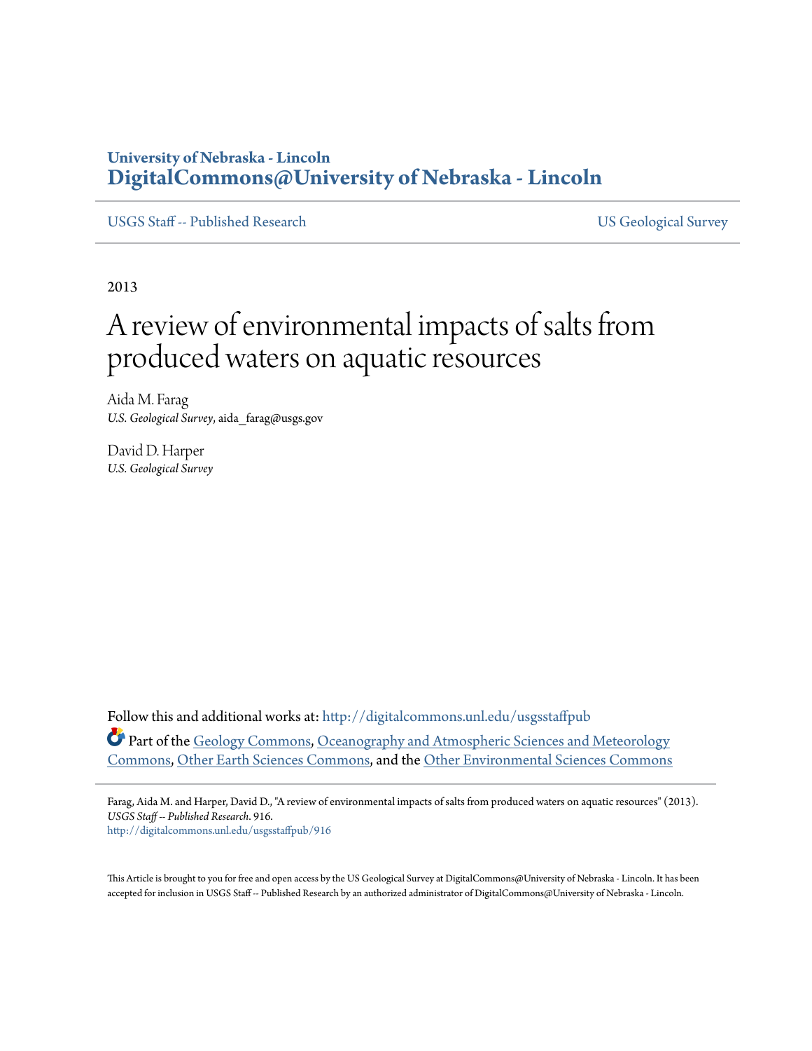**University of Nebraska - Lincoln**
**DigitalCommons@University of Nebraska - Lincoln**

USGS Staff -- Published Research | US Geological Survey

2013

# A review of environmental impacts of salts from produced waters on aquatic resources

Aida M. Farag
*U.S. Geological Survey*, aida_farag@usgs.gov

David D. Harper
*U.S. Geological Survey*

Follow this and additional works at: http://digitalcommons.unl.edu/usgsstaffpub

Part of the Geology Commons, Oceanography and Atmospheric Sciences and Meteorology Commons, Other Earth Sciences Commons, and the Other Environmental Sciences Commons

Farag, Aida M. and Harper, David D., "A review of environmental impacts of salts from produced waters on aquatic resources" (2013). *USGS Staff -- Published Research*. 916.
http://digitalcommons.unl.edu/usgsstaffpub/916

This Article is brought to you for free and open access by the US Geological Survey at DigitalCommons@University of Nebraska - Lincoln. It has been accepted for inclusion in USGS Staff -- Published Research by an authorized administrator of DigitalCommons@University of Nebraska - Lincoln.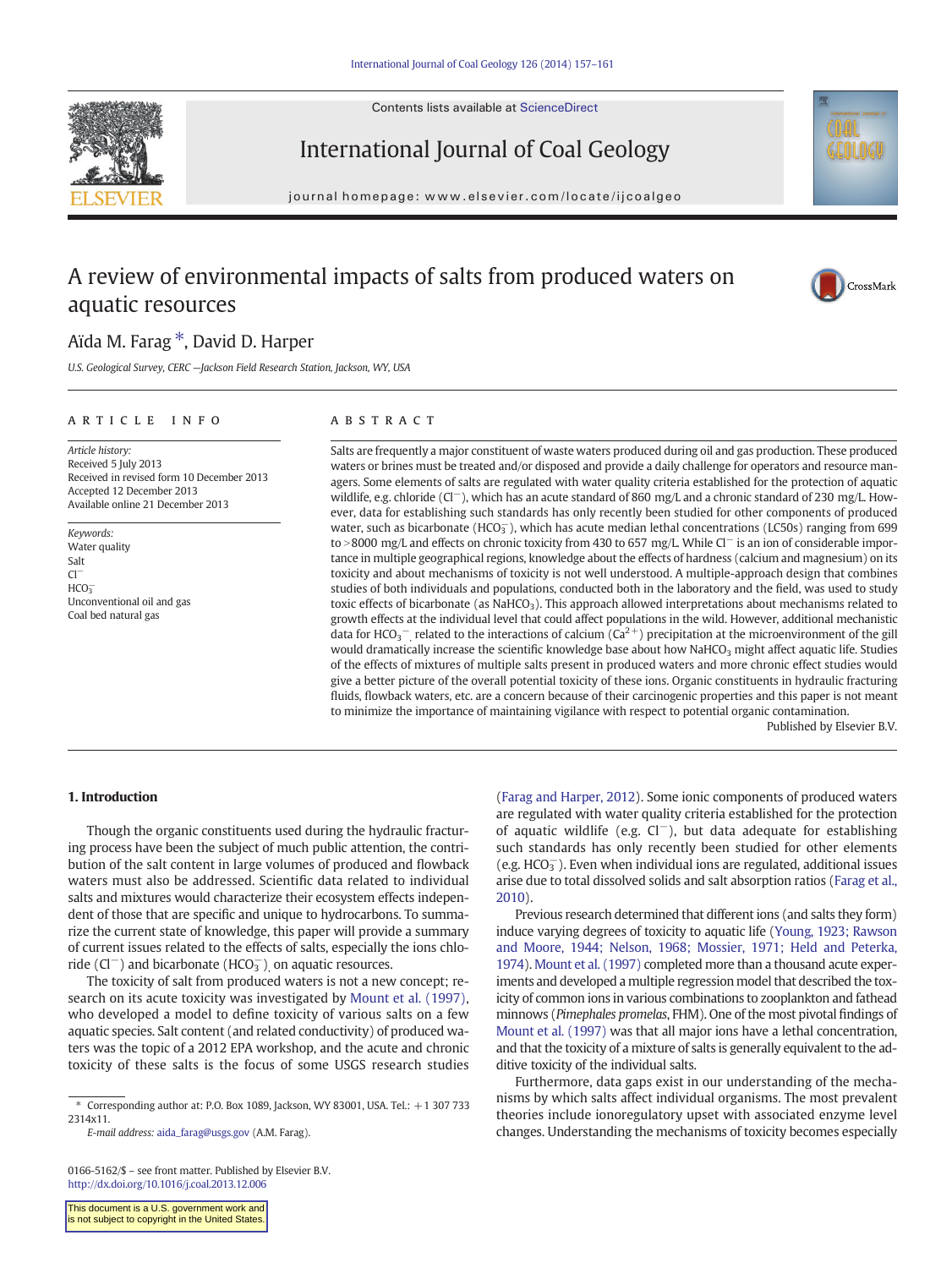Contents lists available at ScienceDirect

International Journal of Coal Geology

journal homepage: www.elsevier.com/locate/ijcoalgeo

# A review of environmental impacts of salts from produced waters on aquatic resources

Aïda M. Farag *, David D. Harper

U.S. Geological Survey, CERC —Jackson Field Research Station, Jackson, WY, USA

## ARTICLE INFO

*Article history:*
Received 5 July 2013
Received in revised form 10 December 2013
Accepted 12 December 2013
Available online 21 December 2013

*Keywords:*
Water quality
Salt
$Cl^-$
$HCO_3^-$
Unconventional oil and gas
Coal bed natural gas

## ABSTRACT

Salts are frequently a major constituent of waste waters produced during oil and gas production. These produced waters or brines must be treated and/or disposed and provide a daily challenge for operators and resource managers. Some elements of salts are regulated with water quality criteria established for the protection of aquatic wildlife, e.g. chloride ($Cl^-$), which has an acute standard of 860 mg/L and a chronic standard of 230 mg/L. However, data for establishing such standards has only recently been studied for other components of produced water, such as bicarbonate ($HCO_3^-$), which has acute median lethal concentrations (LC50s) ranging from 699 to >8000 mg/L and effects on chronic toxicity from 430 to 657 mg/L. While $Cl^-$ is an ion of considerable importance in multiple geographical regions, knowledge about the effects of hardness (calcium and magnesium) on its toxicity and about mechanisms of toxicity is not well understood. A multiple-approach design that combines studies of both individuals and populations, conducted both in the laboratory and the field, was used to study toxic effects of bicarbonate (as $NaHCO_3$). This approach allowed interpretations about mechanisms related to growth effects at the individual level that could affect populations in the wild. However, additional mechanistic data for $HCO_3^-$ related to the interactions of calcium ($Ca^{2+}$) precipitation at the microenvironment of the gill would dramatically increase the scientific knowledge base about how $NaHCO_3$ might affect aquatic life. Studies of the effects of mixtures of multiple salts present in produced waters and more chronic effect studies would give a better picture of the overall potential toxicity of these ions. Organic constituents in hydraulic fracturing fluids, flowback waters, etc. are a concern because of their carcinogenic properties and this paper is not meant to minimize the importance of maintaining vigilance with respect to potential organic contamination.

Published by Elsevier B.V.

## 1. Introduction

Though the organic constituents used during the hydraulic fracturing process have been the subject of much public attention, the contribution of the salt content in large volumes of produced and flowback waters must also be addressed. Scientific data related to individual salts and mixtures would characterize their ecosystem effects independent of those that are specific and unique to hydrocarbons. To summarize the current state of knowledge, this paper will provide a summary of current issues related to the effects of salts, especially the ions chloride ($Cl^-$) and bicarbonate ($HCO_3^-$), on aquatic resources.

The toxicity of salt from produced waters is not a new concept; research on its acute toxicity was investigated by Mount et al. (1997), who developed a model to define toxicity of various salts on a few aquatic species. Salt content (and related conductivity) of produced waters was the topic of a 2012 EPA workshop, and the acute and chronic toxicity of these salts is the focus of some USGS research studies (Farag and Harper, 2012). Some ionic components of produced waters are regulated with water quality criteria established for the protection of aquatic wildlife (e.g. $Cl^-$), but data adequate for establishing such standards has only recently been studied for other elements (e.g. $HCO_3^-$). Even when individual ions are regulated, additional issues arise due to total dissolved solids and salt absorption ratios (Farag et al., 2010).

Previous research determined that different ions (and salts they form) induce varying degrees of toxicity to aquatic life (Young, 1923; Rawson and Moore, 1944; Nelson, 1968; Mossier, 1971; Held and Peterka, 1974). Mount et al. (1997) completed more than a thousand acute experiments and developed a multiple regression model that described the toxicity of common ions in various combinations to zooplankton and fathead minnows (*Pimephales promelas*, FHM). One of the most pivotal findings of Mount et al. (1997) was that all major ions have a lethal concentration, and that the toxicity of a mixture of salts is generally equivalent to the additive toxicity of the individual salts.

Furthermore, data gaps exist in our understanding of the mechanisms by which salts affect individual organisms. The most prevalent theories include ionoregulatory upset with associated enzyme level changes. Understanding the mechanisms of toxicity becomes especially

* Corresponding author at: P.O. Box 1089, Jackson, WY 83001, USA. Tel.: +1 307 733 2314x11.
E-mail address: aida_farag@usgs.gov (A.M. Farag).

0166-5162/$ – see front matter. Published by Elsevier B.V.
http://dx.doi.org/10.1016/j.coal.2013.12.006

This document is a U.S. government work and is not subject to copyright in the United States.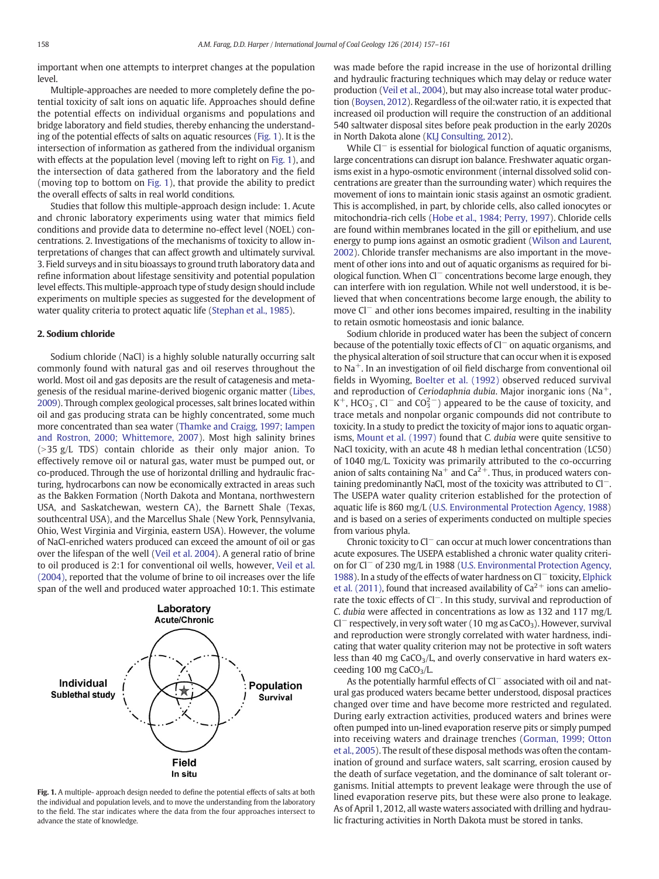important when one attempts to interpret changes at the population level.

Multiple-approaches are needed to more completely define the potential toxicity of salt ions on aquatic life. Approaches should define the potential effects on individual organisms and populations and bridge laboratory and field studies, thereby enhancing the understanding of the potential effects of salts on aquatic resources (Fig. 1). It is the intersection of information as gathered from the individual organism with effects at the population level (moving left to right on Fig. 1), and the intersection of data gathered from the laboratory and the field (moving top to bottom on Fig. 1), that provide the ability to predict the overall effects of salts in real world conditions.

Studies that follow this multiple-approach design include: 1. Acute and chronic laboratory experiments using water that mimics field conditions and provide data to determine no-effect level (NOEL) concentrations. 2. Investigations of the mechanisms of toxicity to allow interpretations of changes that can affect growth and ultimately survival. 3. Field surveys and in situ bioassays to ground truth laboratory data and refine information about lifestage sensitivity and potential population level effects. This multiple-approach type of study design should include experiments on multiple species as suggested for the development of water quality criteria to protect aquatic life (Stephan et al., 1985).

## 2. Sodium chloride

Sodium chloride (NaCl) is a highly soluble naturally occurring salt commonly found with natural gas and oil reserves throughout the world. Most oil and gas deposits are the result of catagenesis and metagenesis of the residual marine-derived biogenic organic matter (Libes, 2009). Through complex geological processes, salt brines located within oil and gas producing strata can be highly concentrated, some much more concentrated than sea water (Thamke and Craigg, 1997; Iampen and Rostron, 2000; Whittemore, 2007). Most high salinity brines (>35 g/L TDS) contain chloride as their only major anion. To effectively remove oil or natural gas, water must be pumped out, or co-produced. Through the use of horizontal drilling and hydraulic fracturing, hydrocarbons can now be economically extracted in areas such as the Bakken Formation (North Dakota and Montana, northwestern USA, and Saskatchewan, western CA), the Barnett Shale (Texas, southcentral USA), and the Marcellus Shale (New York, Pennsylvania, Ohio, West Virginia and Virginia, eastern USA). However, the volume of NaCl-enriched waters produced can exceed the amount of oil or gas over the lifespan of the well (Veil et al. 2004). A general ratio of brine to oil produced is 2:1 for conventional oil wells, however, Veil et al. (2004), reported that the volume of brine to oil increases over the life span of the well and produced water approached 10:1. This estimate was made before the rapid increase in the use of horizontal drilling and hydraulic fracturing techniques which may delay or reduce water production (Veil et al., 2004), but may also increase total water production (Boysen, 2012). Regardless of the oil:water ratio, it is expected that increased oil production will require the construction of an additional 540 saltwater disposal sites before peak production in the early 2020s in North Dakota alone (KLJ Consulting, 2012).

Laboratory
Acute/Chronic

Individual
Sublethal study

Population
Survival

Field
In situ

Fig. 1. A multiple- approach design needed to define the potential effects of salts at both the individual and population levels, and to move the understanding from the laboratory to the field. The star indicates where the data from the four approaches intersect to advance the state of knowledge.

While $Cl^-$ is essential for biological function of aquatic organisms, large concentrations can disrupt ion balance. Freshwater aquatic organisms exist in a hypo-osmotic environment (internal dissolved solid concentrations are greater than the surrounding water) which requires the movement of ions to maintain ionic stasis against an osmotic gradient. This is accomplished, in part, by chloride cells, also called ionocytes or mitochondria-rich cells (Hobe et al., 1984; Perry, 1997). Chloride cells are found within membranes located in the gill or epithelium, and use energy to pump ions against an osmotic gradient (Wilson and Laurent, 2002). Chloride transfer mechanisms are also important in the movement of other ions into and out of aquatic organisms as required for biological function. When $Cl^-$ concentrations become large enough, they can interfere with ion regulation. While not well understood, it is believed that when concentrations become large enough, the ability to move $Cl^-$ and other ions becomes impaired, resulting in the inability to retain osmotic homeostasis and ionic balance.

Sodium chloride in produced water has been the subject of concern because of the potentially toxic effects of $Cl^-$ on aquatic organisms, and the physical alteration of soil structure that can occur when it is exposed to $Na^+$. In an investigation of oil field discharge from conventional oil fields in Wyoming, Boelter et al. (1992) observed reduced survival and reproduction of *Ceriodaphnia dubia*. Major inorganic ions ($Na^+$, $K^+$, $HCO_3^-$, $Cl^-$ and $CO_3^{2-}$) appeared to be the cause of toxicity, and trace metals and nonpolar organic compounds did not contribute to toxicity. In a study to predict the toxicity of major ions to aquatic organisms, Mount et al. (1997) found that *C. dubia* were quite sensitive to NaCl toxicity, with an acute 48 h median lethal concentration (LC50) of 1040 mg/L. Toxicity was primarily attributed to the co-occurring anion of salts containing $Na^+$ and $Ca^{2+}$. Thus, in produced waters containing predominantly NaCl, most of the toxicity was attributed to $Cl^-$. The USEPA water quality criterion established for the protection of aquatic life is 860 mg/L (U.S. Environmental Protection Agency, 1988) and is based on a series of experiments conducted on multiple species from various phyla.

Chronic toxicity to $Cl^-$ can occur at much lower concentrations than acute exposures. The USEPA established a chronic water quality criterion for $Cl^-$ of 230 mg/L in 1988 (U.S. Environmental Protection Agency, 1988). In a study of the effects of water hardness on $Cl^-$ toxicity, Elphick et al. (2011), found that increased availability of $Ca^{2+}$ ions can ameliorate the toxic effects of $Cl^-$. In this study, survival and reproduction of *C. dubia* were affected in concentrations as low as 132 and 117 mg/L $Cl^-$ respectively, in very soft water (10 mg as $CaCO_3$). However, survival and reproduction were strongly correlated with water hardness, indicating that water quality criterion may not be protective in soft waters less than 40 mg $CaCO_3$/L, and overly conservative in hard waters exceeding 100 mg $CaCO_3$/L.

As the potentially harmful effects of $Cl^-$ associated with oil and natural gas produced waters became better understood, disposal practices changed over time and have become more restricted and regulated. During early extraction activities, produced waters and brines were often pumped into un-lined evaporation reserve pits or simply pumped into receiving waters and drainage trenches (Gorman, 1999; Otton et al., 2005). The result of these disposal methods was often the contamination of ground and surface waters, salt scarring, erosion caused by the death of surface vegetation, and the dominance of salt tolerant organisms. Initial attempts to prevent leakage were through the use of lined evaporation reserve pits, but these were also prone to leakage. As of April 1, 2012, all waste waters associated with drilling and hydraulic fracturing activities in North Dakota must be stored in tanks.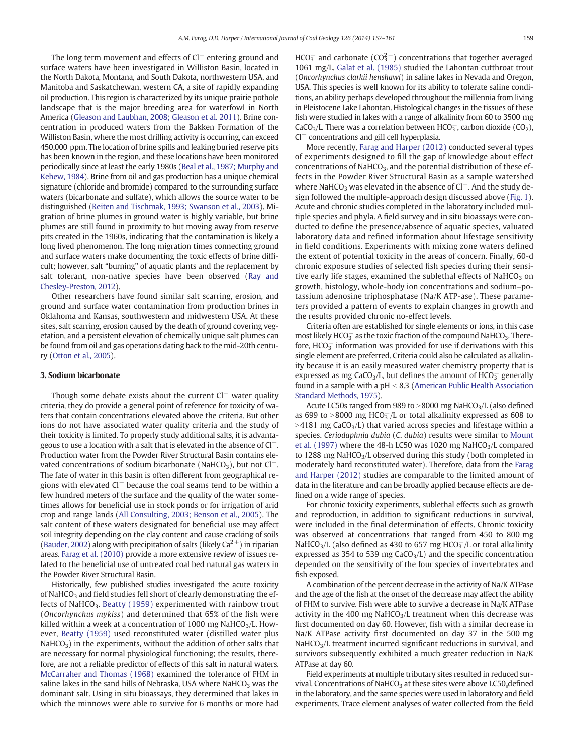The long term movement and effects of $Cl^-$ entering ground and surface waters have been investigated in Williston Basin, located in the North Dakota, Montana, and South Dakota, northwestern USA, and Manitoba and Saskatchewan, western CA, a site of rapidly expanding oil production. This region is characterized by its unique prairie pothole landscape that is the major breeding area for waterfowl in North America (Gleason and Laubhan, 2008; Gleason et al. 2011). Brine concentration in produced waters from the Bakken Formation of the Williston Basin, where the most drilling activity is occurring, can exceed 450,000 ppm. The location of brine spills and leaking buried reserve pits has been known in the region, and these locations have been monitored periodically since at least the early 1980s (Beal et al., 1987; Murphy and Kehew, 1984). Brine from oil and gas production has a unique chemical signature (chloride and bromide) compared to the surrounding surface waters (bicarbonate and sulfate), which allows the source water to be distinguished (Reiten and Tischmak, 1993; Swanson et al., 2003). Migration of brine plumes in ground water is highly variable, but brine plumes are still found in proximity to but moving away from reserve pits created in the 1960s, indicating that the contamination is likely a long lived phenomenon. The long migration times connecting ground and surface waters make documenting the toxic effects of brine difficult; however, salt "burning" of aquatic plants and the replacement by salt tolerant, non-native species have been observed (Ray and Chesley-Preston, 2012).

Other researchers have found similar salt scarring, erosion, and ground and surface water contamination from production brines in Oklahoma and Kansas, southwestern and midwestern USA. At these sites, salt scarring, erosion caused by the death of ground covering vegetation, and a persistent elevation of chemically unique salt plumes can be found from oil and gas operations dating back to the mid-20th century (Otton et al., 2005).

## 3. Sodium bicarbonate

Though some debate exists about the current $Cl^-$ water quality criteria, they do provide a general point of reference for toxicity of waters that contain concentrations elevated above the criteria. But other ions do not have associated water quality criteria and the study of their toxicity is limited. To properly study additional salts, it is advantageous to use a location with a salt that is elevated in the absence of $Cl^-$. Production water from the Powder River Structural Basin contains elevated concentrations of sodium bicarbonate ($NaHCO_3$), but not $Cl^-$. The fate of water in this basin is often different from geographical regions with elevated $Cl^-$ because the coal seams tend to be within a few hundred meters of the surface and the quality of the water sometimes allows for beneficial use in stock ponds or for irrigation of arid crop and range lands (All Consulting, 2003; Benson et al., 2005). The salt content of these waters designated for beneficial use may affect soil integrity depending on the clay content and cause cracking of soils (Bauder, 2002) along with precipitation of salts (likely $Ca^{2+}$) in riparian areas. Farag et al. (2010) provide a more extensive review of issues related to the beneficial use of untreated coal bed natural gas waters in the Powder River Structural Basin.

Historically, few published studies investigated the acute toxicity of $NaHCO_3$ and field studies fell short of clearly demonstrating the effects of $NaHCO_3$. Beatty (1959) experimented with rainbow trout (*Oncorhynchus mykiss*) and determined that 65% of the fish were killed within a week at a concentration of 1000 mg $NaHCO_3$/L. However, Beatty (1959) used reconstituted water (distilled water plus $NaHCO_3$) in the experiments, without the addition of other salts that are necessary for normal physiological functioning; the results, therefore, are not a reliable predictor of effects of this salt in natural waters. McCarraher and Thomas (1968) examined the tolerance of FHM in saline lakes in the sand hills of Nebraska, USA where $NaHCO_3$ was the dominant salt. Using in situ bioassays, they determined that lakes in which the minnows were able to survive for 6 months or more had $HCO_3^-$ and carbonate ($CO_3^{2-}$) concentrations that together averaged 1061 mg/L. Galat et al. (1985) studied the Lahontan cutthroat trout (*Oncorhynchus clarkii henshawi*) in saline lakes in Nevada and Oregon, USA. This species is well known for its ability to tolerate saline conditions, an ability perhaps developed throughout the millennia from living in Pleistocene Lake Lahontan. Histological changes in the tissues of these fish were studied in lakes with a range of alkalinity from 60 to 3500 mg $CaCO_3$/L. There was a correlation between $HCO_3^-$, carbon dioxide ($CO_2$), $Cl^-$ concentrations and gill cell hyperplasia.

More recently, Farag and Harper (2012) conducted several types of experiments designed to fill the gap of knowledge about effect concentrations of $NaHCO_3$, and the potential distribution of these effects in the Powder River Structural Basin as a sample watershed where $NaHCO_3$ was elevated in the absence of $Cl^-$. And the study design followed the multiple-approach design discussed above (Fig. 1). Acute and chronic studies completed in the laboratory included multiple species and phyla. A field survey and in situ bioassays were conducted to define the presence/absence of aquatic species, valuated laboratory data and refined information about lifestage sensitivity in field conditions. Experiments with mixing zone waters defined the extent of potential toxicity in the areas of concern. Finally, 60-d chronic exposure studies of selected fish species during their sensitive early life stages, examined the sublethal effects of $NaHCO_3$ on growth, histology, whole-body ion concentrations and sodium–potassium adenosine triphosphatase (Na/K ATP-ase). These parameters provided a pattern of events to explain changes in growth and the results provided chronic no-effect levels.

Criteria often are established for single elements or ions, in this case most likely $HCO_3^-$ as the toxic fraction of the compound $NaHCO_3$. Therefore, $HCO_3^-$ information was provided for use if derivations with this single element are preferred. Criteria could also be calculated as alkalinity because it is an easily measured water chemistry property that is expressed as mg $CaCO_3$/L, but defines the amount of $HCO_3^-$ generally found in a sample with a pH < 8.3 (American Public Health Association Standard Methods, 1975).

Acute LC50s ranged from 989 to >8000 mg $NaHCO_3$/L (also defined as 699 to >8000 mg $HCO_3^-$/L or total alkalinity expressed as 608 to >4181 mg $CaCO_3$/L) that varied across species and lifestage within a species. *Ceriodaphnia dubia* (*C. dubia*) results were similar to Mount et al. (1997) where the 48-h LC50 was 1020 mg $NaHCO_3$/L compared to 1288 mg $NaHCO_3$/L observed during this study (both completed in moderately hard reconstituted water). Therefore, data from the Farag and Harper (2012) studies are comparable to the limited amount of data in the literature and can be broadly applied because effects are defined on a wide range of species.

For chronic toxicity experiments, sublethal effects such as growth and reproduction, in addition to significant reductions in survival, were included in the final determination of effects. Chronic toxicity was observed at concentrations that ranged from 450 to 800 mg $NaHCO_3$/L (also defined as 430 to 657 mg $HCO_3^-$/L or total alkalinity expressed as 354 to 539 mg $CaCO_3$/L) and the specific concentration depended on the sensitivity of the four species of invertebrates and fish exposed.

A combination of the percent decrease in the activity of Na/K ATPase and the age of the fish at the onset of the decrease may affect the ability of FHM to survive. Fish were able to survive a decrease in Na/K ATPase activity in the 400 mg $NaHCO_3$/L treatment when this decrease was first documented on day 60. However, fish with a similar decrease in Na/K ATPase activity first documented on day 37 in the 500 mg $NaHCO_3$/L treatment incurred significant reductions in survival, and survivors subsequently exhibited a much greater reduction in Na/K ATPase at day 60.

Field experiments at multiple tributary sites resulted in reduced survival. Concentrations of $NaHCO_3$ at these sites were above LC50$_s$defined in the laboratory, and the same species were used in laboratory and field experiments. Trace element analyses of water collected from the field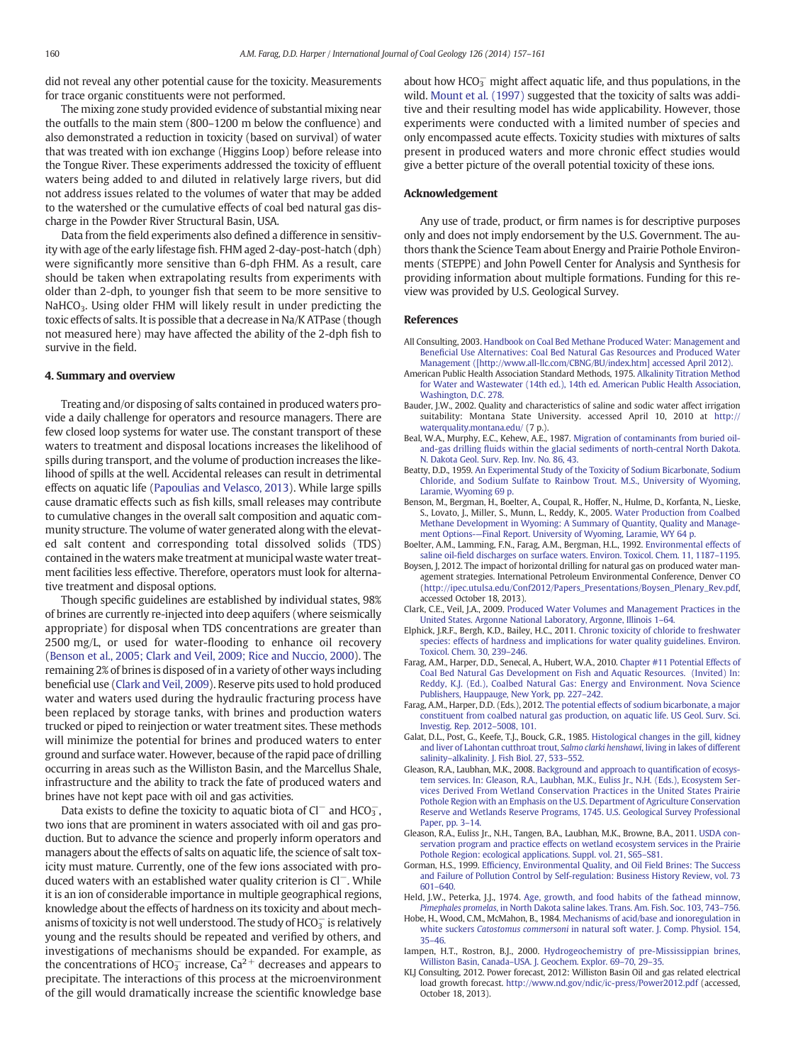did not reveal any other potential cause for the toxicity. Measurements for trace organic constituents were not performed.

The mixing zone study provided evidence of substantial mixing near the outfalls to the main stem (800–1200 m below the confluence) and also demonstrated a reduction in toxicity (based on survival) of water that was treated with ion exchange (Higgins Loop) before release into the Tongue River. These experiments addressed the toxicity of effluent waters being added to and diluted in relatively large rivers, but did not address issues related to the volumes of water that may be added to the watershed or the cumulative effects of coal bed natural gas discharge in the Powder River Structural Basin, USA.

Data from the field experiments also defined a difference in sensitivity with age of the early lifestage fish. FHM aged 2-day-post-hatch (dph) were significantly more sensitive than 6-dph FHM. As a result, care should be taken when extrapolating results from experiments with older than 2-dph, to younger fish that seem to be more sensitive to $NaHCO_3$. Using older FHM will likely result in under predicting the toxic effects of salts. It is possible that a decrease in Na/K ATPase (though not measured here) may have affected the ability of the 2-dph fish to survive in the field.

## 4. Summary and overview

Treating and/or disposing of salts contained in produced waters provide a daily challenge for operators and resource managers. There are few closed loop systems for water use. The constant transport of these waters to treatment and disposal locations increases the likelihood of spills during transport, and the volume of production increases the likelihood of spills at the well. Accidental releases can result in detrimental effects on aquatic life (Papoulias and Velasco, 2013). While large spills cause dramatic effects such as fish kills, small releases may contribute to cumulative changes in the overall salt composition and aquatic community structure. The volume of water generated along with the elevated salt content and corresponding total dissolved solids (TDS) contained in the waters make treatment at municipal waste water treatment facilities less effective. Therefore, operators must look for alternative treatment and disposal options.

Though specific guidelines are established by individual states, 98% of brines are currently re-injected into deep aquifers (where seismically appropriate) for disposal when TDS concentrations are greater than 2500 mg/L, or used for water-flooding to enhance oil recovery (Benson et al., 2005; Clark and Veil, 2009; Rice and Nuccio, 2000). The remaining 2% of brines is disposed of in a variety of other ways including beneficial use (Clark and Veil, 2009). Reserve pits used to hold produced water and waters used during the hydraulic fracturing process have been replaced by storage tanks, with brines and production waters trucked or piped to reinjection or water treatment sites. These methods will minimize the potential for brines and produced waters to enter ground and surface water. However, because of the rapid pace of drilling occurring in areas such as the Williston Basin, and the Marcellus Shale, infrastructure and the ability to track the fate of produced waters and brines have not kept pace with oil and gas activities.

Data exists to define the toxicity to aquatic biota of $Cl^-$ and $HCO_3^-$, two ions that are prominent in waters associated with oil and gas production. But to advance the science and properly inform operators and managers about the effects of salts on aquatic life, the science of salt toxicity must mature. Currently, one of the few ions associated with produced waters with an established water quality criterion is $Cl^-$. While it is an ion of considerable importance in multiple geographical regions, knowledge about the effects of hardness on its toxicity and about mechanisms of toxicity is not well understood. The study of $HCO_3^-$ is relatively young and the results should be repeated and verified by others, and investigations of mechanisms should be expanded. For example, as the concentrations of $HCO_3^-$ increase, $Ca^{2+}$ decreases and appears to precipitate. The interactions of this process at the microenvironment of the gill would dramatically increase the scientific knowledge base about how $HCO_3^-$ might affect aquatic life, and thus populations, in the wild. Mount et al. (1997) suggested that the toxicity of salts was additive and their resulting model has wide applicability. However, those experiments were conducted with a limited number of species and only encompassed acute effects. Toxicity studies with mixtures of salts present in produced waters and more chronic effect studies would give a better picture of the overall potential toxicity of these ions.

## Acknowledgement

Any use of trade, product, or firm names is for descriptive purposes only and does not imply endorsement by the U.S. Government. The authors thank the Science Team about Energy and Prairie Pothole Environments (STEPPE) and John Powell Center for Analysis and Synthesis for providing information about multiple formations. Funding for this review was provided by U.S. Geological Survey.

## References

All Consulting, 2003. Handbook on Coal Bed Methane Produced Water: Management and Beneficial Use Alternatives: Coal Bed Natural Gas Resources and Produced Water Management ([http://www.all-llc.com/CBNG/BU/index.htm] accessed April 2012).

American Public Health Association Standard Methods, 1975. Alkalinity Titration Method for Water and Wastewater (14th ed.), 14th ed. American Public Health Association, Washington, D.C. 278.

Bauder, J.W., 2002. Quality and characteristics of saline and sodic water affect irrigation suitability: Montana State University. accessed April 10, 2010 at http://waterquality.montana.edu/ (7 p.).

Beal, W.A., Murphy, E.C., Kehew, A.E., 1987. Migration of contaminants from buried oil-and-gas drilling fluids within the glacial sediments of north-central North Dakota. N. Dakota Geol. Surv. Rep. Inv. No. 86, 43.

Beatty, D.D., 1959. An Experimental Study of the Toxicity of Sodium Bicarbonate, Sodium Chloride, and Sodium Sulfate to Rainbow Trout. M.S., University of Wyoming, Laramie, Wyoming 69 p.

Benson, M., Bergman, H., Boelter, A., Coupal, R., Hoffer, N., Hulme, D., Korfanta, N., Lieske, S., Lovato, J., Miller, S., Munn, L., Reddy, K., 2005. Water Production from Coalbed Methane Development in Wyoming: A Summary of Quantity, Quality and Management Options—Final Report. University of Wyoming, Laramie, WY 64 p.

Boelter, A.M., Lamming, F.N., Farag, A.M., Bergman, H.L., 1992. Environmental effects of saline oil-field discharges on surface waters. Environ. Toxicol. Chem. 11, 1187–1195.

Boysen, J, 2012. The impact of horizontal drilling for natural gas on produced water management strategies. International Petroleum Environmental Conference, Denver CO (http://ipec.utulsa.edu/Conf2012/Papers_Presentations/Boysen_Plenary_Rev.pdf, accessed October 18, 2013).

Clark, C.E., Veil, J.A., 2009. Produced Water Volumes and Management Practices in the United States. Argonne National Laboratory, Argonne, Illinois 1–64.

Elphick, J.R.F., Bergh, K.D., Bailey, H.C., 2011. Chronic toxicity of chloride to freshwater species: effects of hardness and implications for water quality guidelines. Environ. Toxicol. Chem. 30, 239–246.

Farag, A.M., Harper, D.D., Senecal, A., Hubert, W.A., 2010. Chapter #11 Potential Effects of Coal Bed Natural Gas Development on Fish and Aquatic Resources. (Invited) In: Reddy, K.J. (Ed.), Coalbed Natural Gas: Energy and Environment. Nova Science Publishers, Hauppauge, New York, pp. 227–242.

Farag, A.M., Harper, D.D. (Eds.), 2012. The potential effects of sodium bicarbonate, a major constituent from coalbed natural gas production, on aquatic life. US Geol. Surv. Sci. Investig. Rep. 2012–5008, 101.

Galat, D.L., Post, G., Keefe, T.J., Bouck, G.R., 1985. Histological changes in the gill, kidney and liver of Lahontan cutthroat trout, *Salmo clarki henshawi*, living in lakes of different salinity–alkalinity. J. Fish Biol. 27, 533–552.

Gleason, R.A., Laubhan, M.K., 2008. Background and approach to quantification of ecosystem services. In: Gleason, R.A., Laubhan, M.K., Euliss Jr., N.H. (Eds.), Ecosystem Services Derived From Wetland Conservation Practices in the United States Prairie Pothole Region with an Emphasis on the U.S. Department of Agriculture Conservation Reserve and Wetlands Reserve Programs, 1745. U.S. Geological Survey Professional Paper, pp. 3–14.

Gleason, R.A., Euliss Jr., N.H., Tangen, B.A., Laubhan, M.K., Browne, B.A., 2011. USDA conservation program and practice effects on wetland ecosystem services in the Prairie Pothole Region: ecological applications. Suppl. vol. 21, S65–S81.

Gorman, H.S., 1999. Efficiency, Environmental Quality, and Oil Field Brines: The Success and Failure of Pollution Control by Self-regulation: Business History Review, vol. 73 601–640.

Held, J.W., Peterka, J.J., 1974. Age, growth, and food habits of the fathead minnow, *Pimephales promelas*, in North Dakota saline lakes. Trans. Am. Fish. Soc. 103, 743–756.

Hobe, H., Wood, C.M., McMahon, B., 1984. Mechanisms of acid/base and ionoregulation in white suckers *Catostomus commersoni* in natural soft water. J. Comp. Physiol. 154, 35–46.

Iampen, H.T., Rostron, B.J., 2000. Hydrogeochemistry of pre-Mississippian brines, Williston Basin, Canada–USA. J. Geochem. Explor. 69–70, 29–35.

KLJ Consulting, 2012. Power forecast, 2012: Williston Basin Oil and gas related electrical load growth forecast. http://www.nd.gov/ndic/ic-press/Power2012.pdf (accessed, October 18, 2013).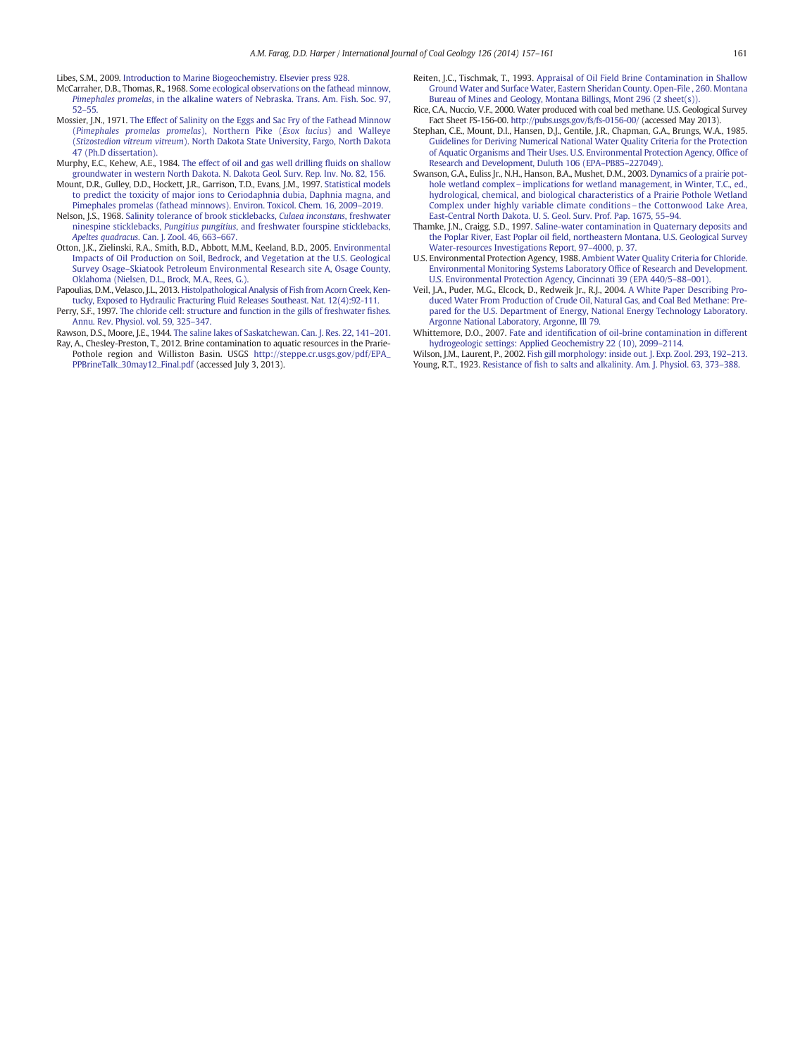Libes, S.M., 2009. Introduction to Marine Biogeochemistry. Elsevier press 928.

McCarraher, D.B., Thomas, R., 1968. Some ecological observations on the fathead minnow, *Pimephales promelas*, in the alkaline waters of Nebraska. Trans. Am. Fish. Soc. 97, 52–55.

Mossier, J.N., 1971. The Effect of Salinity on the Eggs and Sac Fry of the Fathead Minnow (*Pimephales promelas promelas*), Northern Pike (*Esox lucius*) and Walleye (*Stizostedion vitreum vitreum*). North Dakota State University, Fargo, North Dakota 47 (Ph.D dissertation).

Murphy, E.C., Kehew, A.E., 1984. The effect of oil and gas well drilling fluids on shallow groundwater in western North Dakota. N. Dakota Geol. Surv. Rep. Inv. No. 82, 156.

Mount, D.R., Gulley, D.D., Hockett, J.R., Garrison, T.D., Evans, J.M., 1997. Statistical models to predict the toxicity of major ions to Ceriodaphnia dubia, Daphnia magna, and Pimephales promelas (fathead minnows). Environ. Toxicol. Chem. 16, 2009–2019.

Nelson, J.S., 1968. Salinity tolerance of brook sticklebacks, *Culaea inconstans*, freshwater ninespine sticklebacks, *Pungitius pungitius*, and freshwater fourspine sticklebacks, *Apeltes quadracus*. Can. J. Zool. 46, 663–667.

Otton, J.K., Zielinski, R.A., Smith, B.D., Abbott, M.M., Keeland, B.D., 2005. Environmental Impacts of Oil Production on Soil, Bedrock, and Vegetation at the U.S. Geological Survey Osage–Skiatook Petroleum Environmental Research site A, Osage County, Oklahoma (Nielsen, D.L., Brock, M.A., Rees, G.).

Papoulias, D.M., Velasco, J.L., 2013. Histolpathological Analysis of Fish from Acorn Creek, Kentucky, Exposed to Hydraulic Fracturing Fluid Releases Southeast. Nat. 12(4):92-111.

Perry, S.F., 1997. The chloride cell: structure and function in the gills of freshwater fishes. Annu. Rev. Physiol. vol. 59, 325–347.

Rawson, D.S., Moore, J.E., 1944. The saline lakes of Saskatchewan. Can. J. Res. 22, 141–201.

Ray, A., Chesley-Preston, T., 2012. Brine contamination to aquatic resources in the Prarie-Pothole region and Williston Basin. USGS http://steppe.cr.usgs.gov/pdf/EPA_PPBrineTalk_30may12_Final.pdf (accessed July 3, 2013).

Reiten, J.C., Tischmak, T., 1993. Appraisal of Oil Field Brine Contamination in Shallow Ground Water and Surface Water, Eastern Sheridan County. Open-File , 260. Montana Bureau of Mines and Geology, Montana Billings, Mont 296 (2 sheet(s)).

Rice, C.A., Nuccio, V.F., 2000. Water produced with coal bed methane. U.S. Geological Survey Fact Sheet FS-156-00. http://pubs.usgs.gov/fs/fs-0156-00/ (accessed May 2013).

Stephan, C.E., Mount, D.I., Hansen, D.J., Gentile, J.R., Chapman, G.A., Brungs, W.A., 1985. Guidelines for Deriving Numerical National Water Quality Criteria for the Protection of Aquatic Organisms and Their Uses. U.S. Environmental Protection Agency, Office of Research and Development, Duluth 106 (EPA–PB85–227049).

Swanson, G.A., Euliss Jr., N.H., Hanson, B.A., Mushet, D.M., 2003. Dynamics of a prairie pothole wetland complex – implications for wetland management, in Winter, T.C., ed., hydrological, chemical, and biological characteristics of a Prairie Pothole Wetland Complex under highly variable climate conditions – the Cottonwood Lake Area, East-Central North Dakota. U. S. Geol. Surv. Prof. Pap. 1675, 55–94.

Thamke, J.N., Craigg, S.D., 1997. Saline-water contamination in Quaternary deposits and the Poplar River, East Poplar oil field, northeastern Montana. U.S. Geological Survey Water-resources Investigations Report, 97–4000, p. 37.

U.S. Environmental Protection Agency, 1988. Ambient Water Quality Criteria for Chloride. Environmental Monitoring Systems Laboratory Office of Research and Development. U.S. Environmental Protection Agency, Cincinnati 39 (EPA 440/5–88–001).

Veil, J.A., Puder, M.G., Elcock, D., Redweik Jr., R.J., 2004. A White Paper Describing Produced Water From Production of Crude Oil, Natural Gas, and Coal Bed Methane: Prepared for the U.S. Department of Energy, National Energy Technology Laboratory. Argonne National Laboratory, Argonne, Ill 79.

Whittemore, D.O., 2007. Fate and identification of oil-brine contamination in different hydrogeologic settings: Applied Geochemistry 22 (10), 2099–2114.

Wilson, J.M., Laurent, P., 2002. Fish gill morphology: inside out. J. Exp. Zool. 293, 192–213.

Young, R.T., 1923. Resistance of fish to salts and alkalinity. Am. J. Physiol. 63, 373–388.